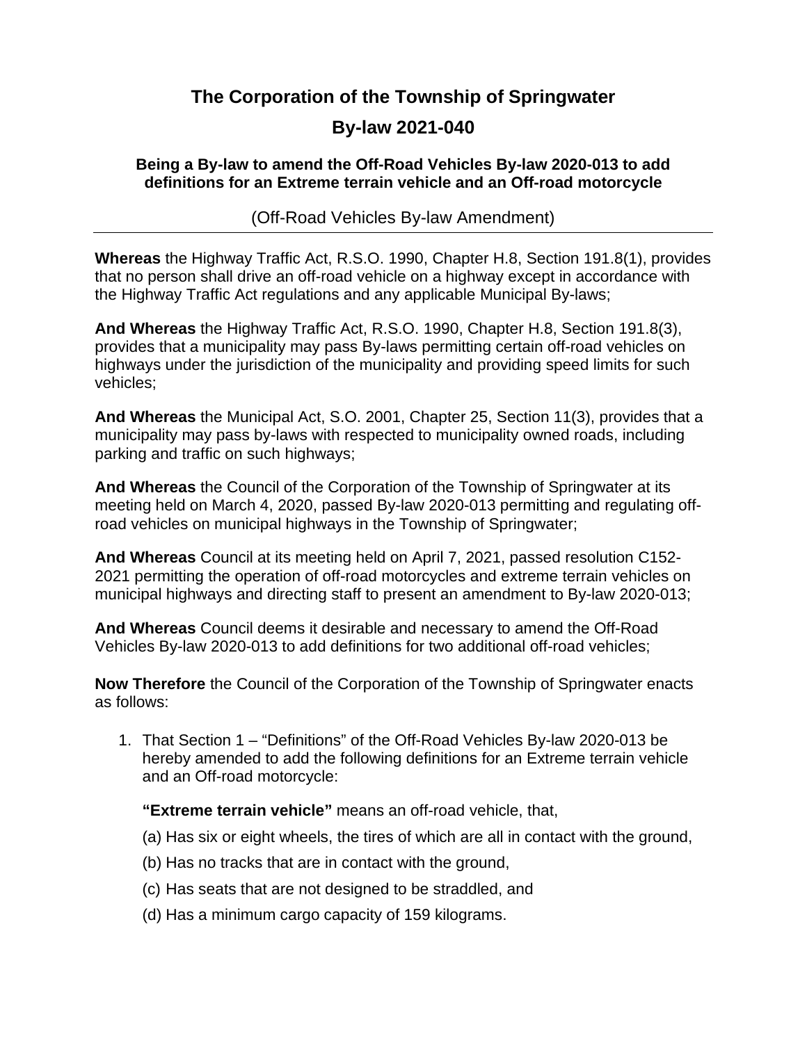# The Corporation of the Township of Springwater

# By-law 2021-040

### Being a By-law to amend the Off-Road Vehicles By-law 2020-013 to add definitions for an Extreme terrain vehicle and an Off-road motorcycle

(Off-Road Vehicles By-law Amendment)

---

**Whereas** the Highway Traffic Act, R.S.O. 1990, Chapter H.8, Section 191.8(1), provides that no person shall drive an off-road vehicle on a highway except in accordance with the Highway Traffic Act regulations and any applicable Municipal By-laws;

**And Whereas** the Highway Traffic Act, R.S.O. 1990, Chapter H.8, Section 191.8(3), provides that a municipality may pass By-laws permitting certain off-road vehicles on highways under the jurisdiction of the municipality and providing speed limits for such vehicles;

**And Whereas** the Municipal Act, S.O. 2001, Chapter 25, Section 11(3), provides that a municipality may pass by-laws with respected to municipality owned roads, including parking and traffic on such highways;

**And Whereas** the Council of the Corporation of the Township of Springwater at its meeting held on March 4, 2020, passed By-law 2020-013 permitting and regulating off-road vehicles on municipal highways in the Township of Springwater;

**And Whereas** Council at its meeting held on April 7, 2021, passed resolution C152-2021 permitting the operation of off-road motorcycles and extreme terrain vehicles on municipal highways and directing staff to present an amendment to By-law 2020-013;

**And Whereas** Council deems it desirable and necessary to amend the Off-Road Vehicles By-law 2020-013 to add definitions for two additional off-road vehicles;

**Now Therefore** the Council of the Corporation of the Township of Springwater enacts as follows:

1. That Section 1 – "Definitions" of the Off-Road Vehicles By-law 2020-013 be hereby amended to add the following definitions for an Extreme terrain vehicle and an Off-road motorcycle:

   **"Extreme terrain vehicle"** means an off-road vehicle, that,

   (a) Has six or eight wheels, the tires of which are all in contact with the ground,

   (b) Has no tracks that are in contact with the ground,

   (c) Has seats that are not designed to be straddled, and

   (d) Has a minimum cargo capacity of 159 kilograms.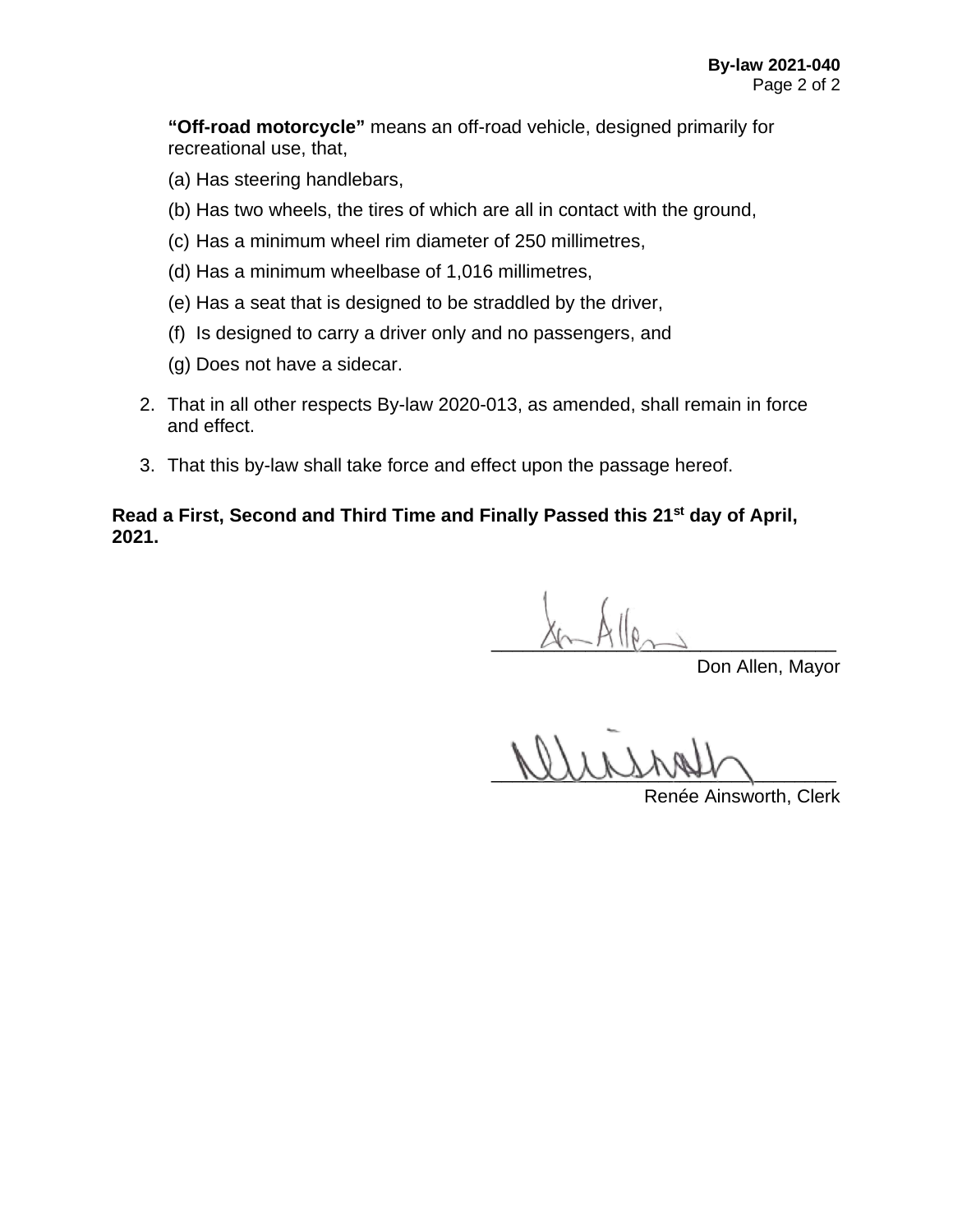**"Off-road motorcycle"** means an off-road vehicle, designed primarily for recreational use, that,

(a) Has steering handlebars,

(b) Has two wheels, the tires of which are all in contact with the ground,

(c) Has a minimum wheel rim diameter of 250 millimetres,

(d) Has a minimum wheelbase of 1,016 millimetres,

(e) Has a seat that is designed to be straddled by the driver,

(f) Is designed to carry a driver only and no passengers, and

(g) Does not have a sidecar.

2. That in all other respects By-law 2020-013, as amended, shall remain in force and effect.

3. That this by-law shall take force and effect upon the passage hereof.

**Read a First, Second and Third Time and Finally Passed this 21st day of April, 2021.**

\_\_\_\_\_\_\_\_\_\_\_\_\_\_\_\_\_\_\_\_\_\_\_\_\_\_\_\_\_\_
Don Allen, Mayor

\_\_\_\_\_\_\_\_\_\_\_\_\_\_\_\_\_\_\_\_\_\_\_\_\_\_\_\_\_\_
Renée Ainsworth, Clerk